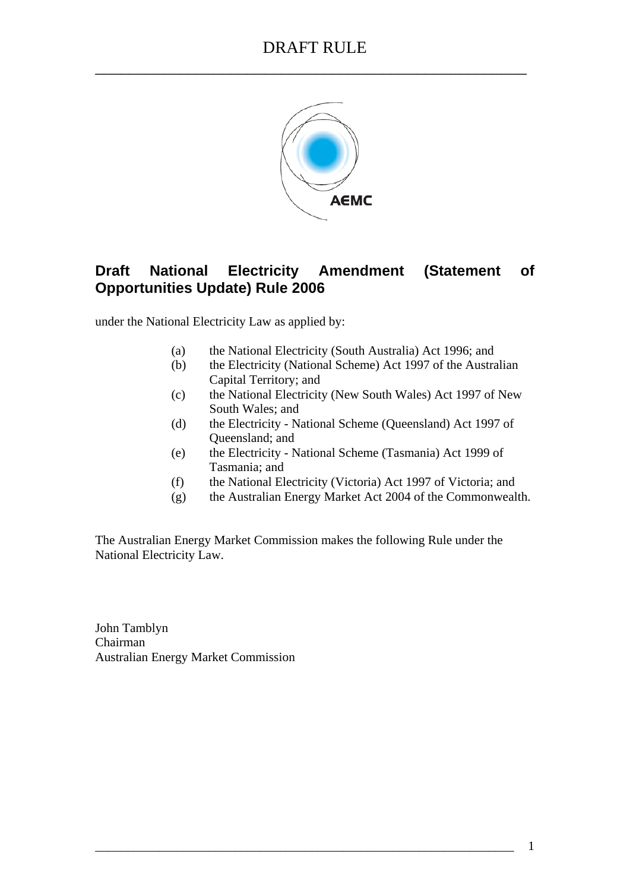# DRAFT RULE

## Draft National Electricity Amendment (Statement of Opportunities Update) Rule 2006

under the National Electricity Law as applied by:

(a) the National Electricity (South Australia) Act 1996; and
(b) the Electricity (National Scheme) Act 1997 of the Australian Capital Territory; and
(c) the National Electricity (New South Wales) Act 1997 of New South Wales; and
(d) the Electricity - National Scheme (Queensland) Act 1997 of Queensland; and
(e) the Electricity - National Scheme (Tasmania) Act 1999 of Tasmania; and
(f) the National Electricity (Victoria) Act 1997 of Victoria; and
(g) the Australian Energy Market Act 2004 of the Commonwealth.

The Australian Energy Market Commission makes the following Rule under the National Electricity Law.

John Tamblyn
Chairman
Australian Energy Market Commission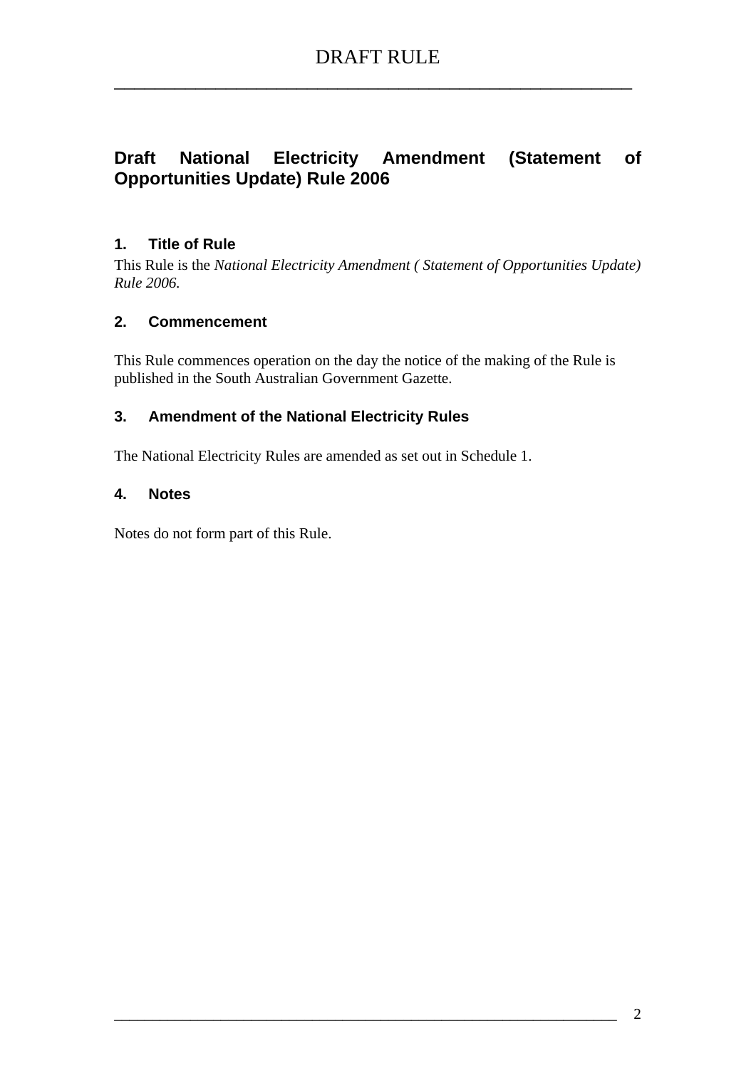# DRAFT RULE

## Draft National Electricity Amendment (Statement of Opportunities Update) Rule 2006

### 1. Title of Rule

This Rule is the *National Electricity Amendment ( Statement of Opportunities Update) Rule 2006.*

### 2. Commencement

This Rule commences operation on the day the notice of the making of the Rule is published in the South Australian Government Gazette.

### 3. Amendment of the National Electricity Rules

The National Electricity Rules are amended as set out in Schedule 1.

### 4. Notes

Notes do not form part of this Rule.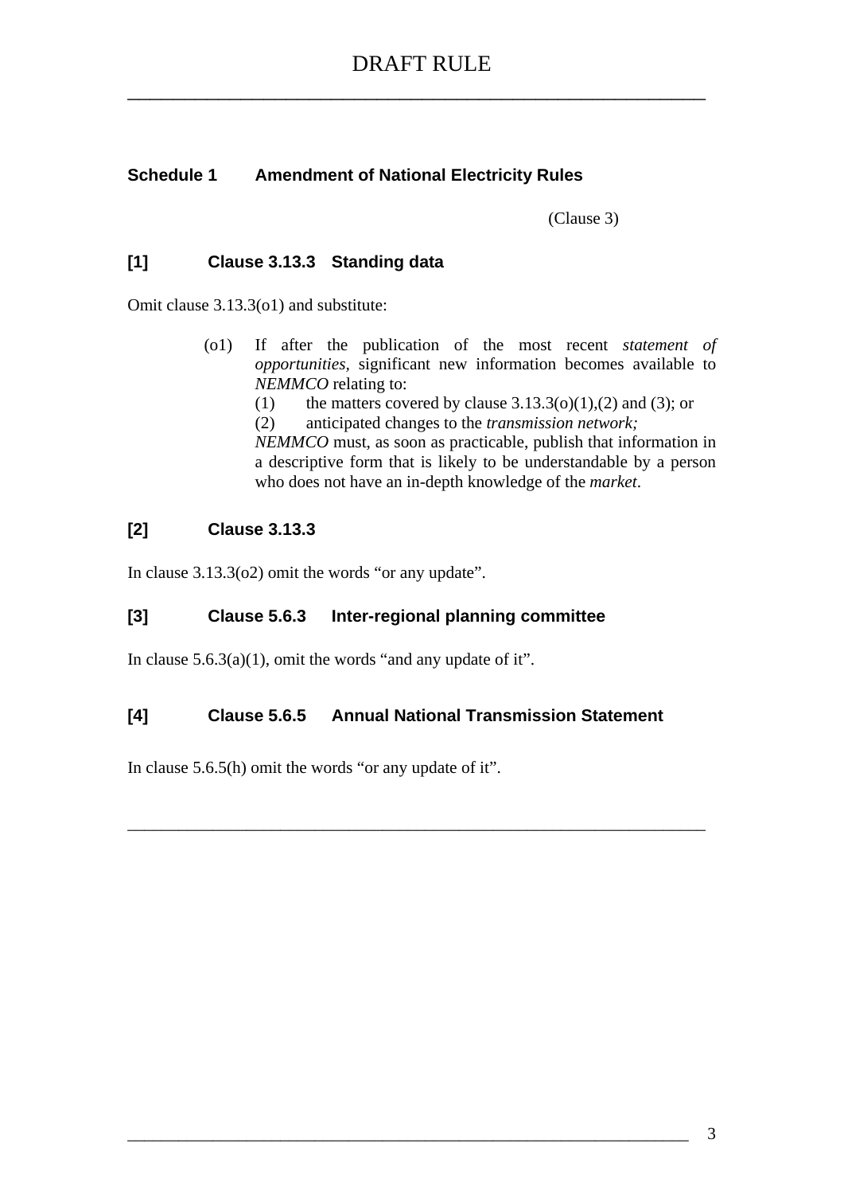## Schedule 1 Amendment of National Electricity Rules

(Clause 3)

### [1] Clause 3.13.3 Standing data

Omit clause 3.13.3(o1) and substitute:

(o1) If after the publication of the most recent *statement of opportunities*, significant new information becomes available to *NEMMCO* relating to:

(1) the matters covered by clause 3.13.3(o)(1),(2) and (3); or

(2) anticipated changes to the *transmission network;*

*NEMMCO* must, as soon as practicable, publish that information in a descriptive form that is likely to be understandable by a person who does not have an in-depth knowledge of the *market*.

### [2] Clause 3.13.3

In clause 3.13.3(o2) omit the words "or any update".

### [3] Clause 5.6.3 Inter-regional planning committee

In clause 5.6.3(a)(1), omit the words "and any update of it".

### [4] Clause 5.6.5 Annual National Transmission Statement

In clause 5.6.5(h) omit the words "or any update of it".